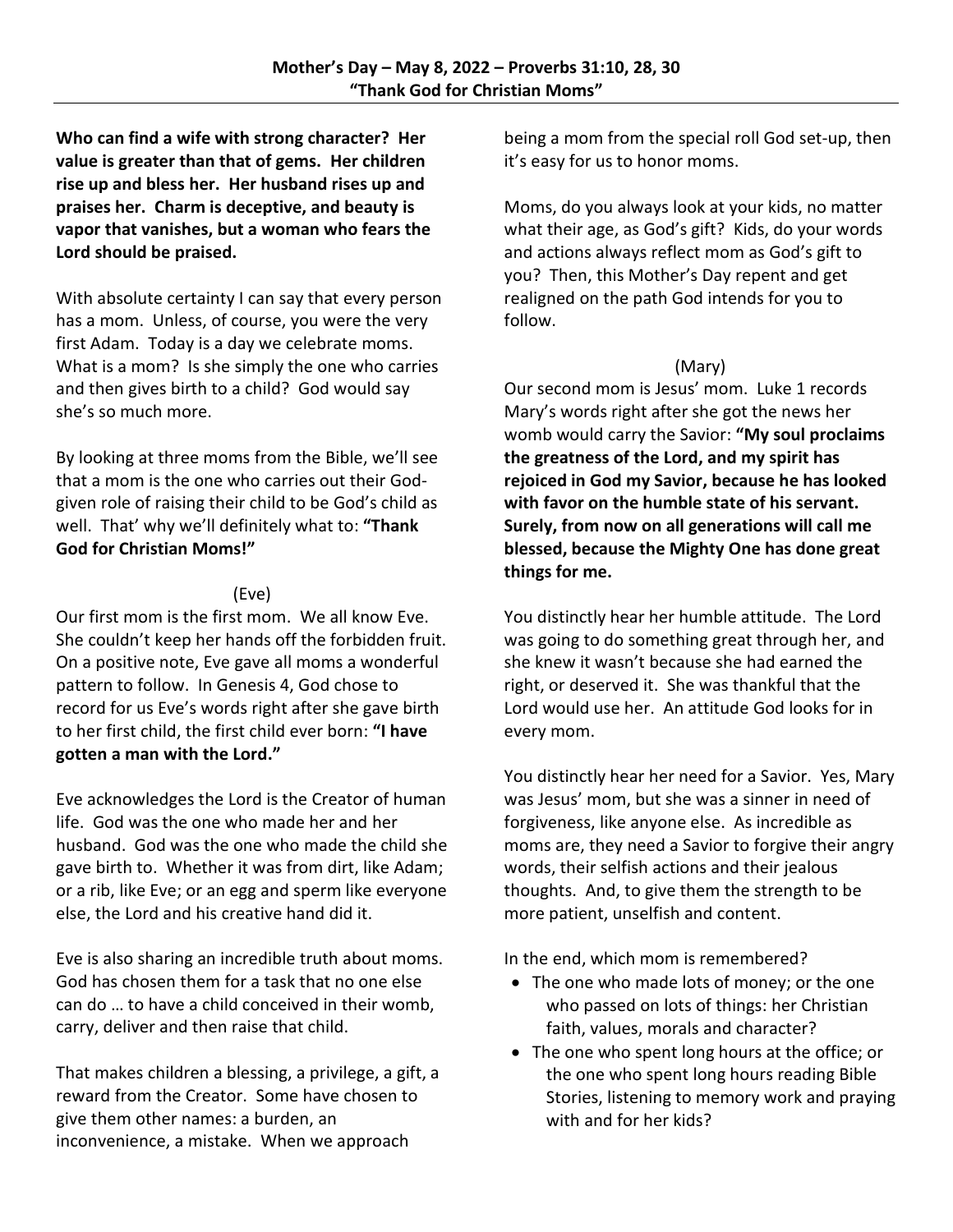**Mother's Day – May 8, 2022 – Proverbs 31:10, 28, 30**
**"Thank God for Christian Moms"**

**Who can find a wife with strong character? Her value is greater than that of gems. Her children rise up and bless her. Her husband rises up and praises her. Charm is deceptive, and beauty is vapor that vanishes, but a woman who fears the Lord should be praised.**

With absolute certainty I can say that every person has a mom. Unless, of course, you were the very first Adam. Today is a day we celebrate moms. What is a mom? Is she simply the one who carries and then gives birth to a child? God would say she's so much more.

By looking at three moms from the Bible, we'll see that a mom is the one who carries out their God-given role of raising their child to be God's child as well. That' why we'll definitely what to: **"Thank God for Christian Moms!"**

(Eve)

Our first mom is the first mom. We all know Eve. She couldn't keep her hands off the forbidden fruit. On a positive note, Eve gave all moms a wonderful pattern to follow. In Genesis 4, God chose to record for us Eve's words right after she gave birth to her first child, the first child ever born: **"I have gotten a man with the Lord."**

Eve acknowledges the Lord is the Creator of human life. God was the one who made her and her husband. God was the one who made the child she gave birth to. Whether it was from dirt, like Adam; or a rib, like Eve; or an egg and sperm like everyone else, the Lord and his creative hand did it.

Eve is also sharing an incredible truth about moms. God has chosen them for a task that no one else can do … to have a child conceived in their womb, carry, deliver and then raise that child.

That makes children a blessing, a privilege, a gift, a reward from the Creator. Some have chosen to give them other names: a burden, an inconvenience, a mistake. When we approach being a mom from the special roll God set-up, then it's easy for us to honor moms.

Moms, do you always look at your kids, no matter what their age, as God's gift? Kids, do your words and actions always reflect mom as God's gift to you? Then, this Mother's Day repent and get realigned on the path God intends for you to follow.

(Mary)

Our second mom is Jesus' mom. Luke 1 records Mary's words right after she got the news her womb would carry the Savior: **"My soul proclaims the greatness of the Lord, and my spirit has rejoiced in God my Savior, because he has looked with favor on the humble state of his servant. Surely, from now on all generations will call me blessed, because the Mighty One has done great things for me.**

You distinctly hear her humble attitude. The Lord was going to do something great through her, and she knew it wasn't because she had earned the right, or deserved it. She was thankful that the Lord would use her. An attitude God looks for in every mom.

You distinctly hear her need for a Savior. Yes, Mary was Jesus' mom, but she was a sinner in need of forgiveness, like anyone else. As incredible as moms are, they need a Savior to forgive their angry words, their selfish actions and their jealous thoughts. And, to give them the strength to be more patient, unselfish and content.

In the end, which mom is remembered?

- The one who made lots of money; or the one who passed on lots of things: her Christian faith, values, morals and character?
- The one who spent long hours at the office; or the one who spent long hours reading Bible Stories, listening to memory work and praying with and for her kids?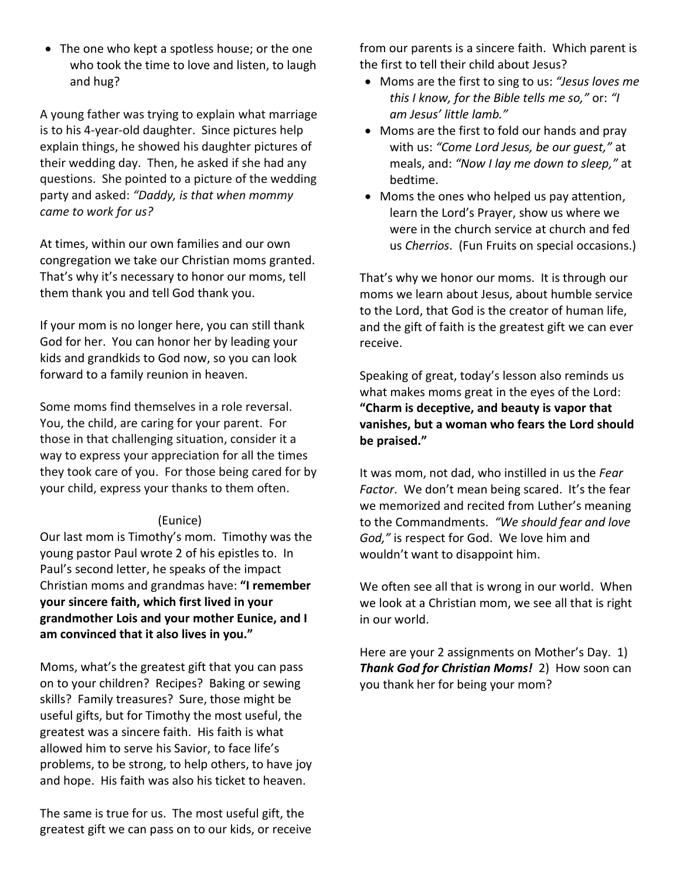- The one who kept a spotless house; or the one who took the time to love and listen, to laugh and hug?

A young father was trying to explain what marriage is to his 4-year-old daughter. Since pictures help explain things, he showed his daughter pictures of their wedding day. Then, he asked if she had any questions. She pointed to a picture of the wedding party and asked: *"Daddy, is that when mommy came to work for us?*

At times, within our own families and our own congregation we take our Christian moms granted. That's why it's necessary to honor our moms, tell them thank you and tell God thank you.

If your mom is no longer here, you can still thank God for her. You can honor her by leading your kids and grandkids to God now, so you can look forward to a family reunion in heaven.

Some moms find themselves in a role reversal. You, the child, are caring for your parent. For those in that challenging situation, consider it a way to express your appreciation for all the times they took care of you. For those being cared for by your child, express your thanks to them often.

(Eunice)

Our last mom is Timothy's mom. Timothy was the young pastor Paul wrote 2 of his epistles to. In Paul's second letter, he speaks of the impact Christian moms and grandmas have: **"I remember your sincere faith, which first lived in your grandmother Lois and your mother Eunice, and I am convinced that it also lives in you."**

Moms, what's the greatest gift that you can pass on to your children? Recipes? Baking or sewing skills? Family treasures? Sure, those might be useful gifts, but for Timothy the most useful, the greatest was a sincere faith. His faith is what allowed him to serve his Savior, to face life's problems, to be strong, to help others, to have joy and hope. His faith was also his ticket to heaven.

The same is true for us. The most useful gift, the greatest gift we can pass on to our kids, or receive from our parents is a sincere faith. Which parent is the first to tell their child about Jesus?

- Moms are the first to sing to us: *"Jesus loves me this I know, for the Bible tells me so,"* or: *"I am Jesus' little lamb."*
- Moms are the first to fold our hands and pray with us: *"Come Lord Jesus, be our guest,"* at meals, and: *"Now I lay me down to sleep,"* at bedtime.
- Moms the ones who helped us pay attention, learn the Lord's Prayer, show us where we were in the church service at church and fed us *Cherrios*. (Fun Fruits on special occasions.)

That's why we honor our moms. It is through our moms we learn about Jesus, about humble service to the Lord, that God is the creator of human life, and the gift of faith is the greatest gift we can ever receive.

Speaking of great, today's lesson also reminds us what makes moms great in the eyes of the Lord: **"Charm is deceptive, and beauty is vapor that vanishes, but a woman who fears the Lord should be praised."**

It was mom, not dad, who instilled in us the *Fear Factor*. We don't mean being scared. It's the fear we memorized and recited from Luther's meaning to the Commandments. *"We should fear and love God,"* is respect for God. We love him and wouldn't want to disappoint him.

We often see all that is wrong in our world. When we look at a Christian mom, we see all that is right in our world.

Here are your 2 assignments on Mother's Day. 1) ***Thank God for Christian Moms!*** 2) How soon can you thank her for being your mom?